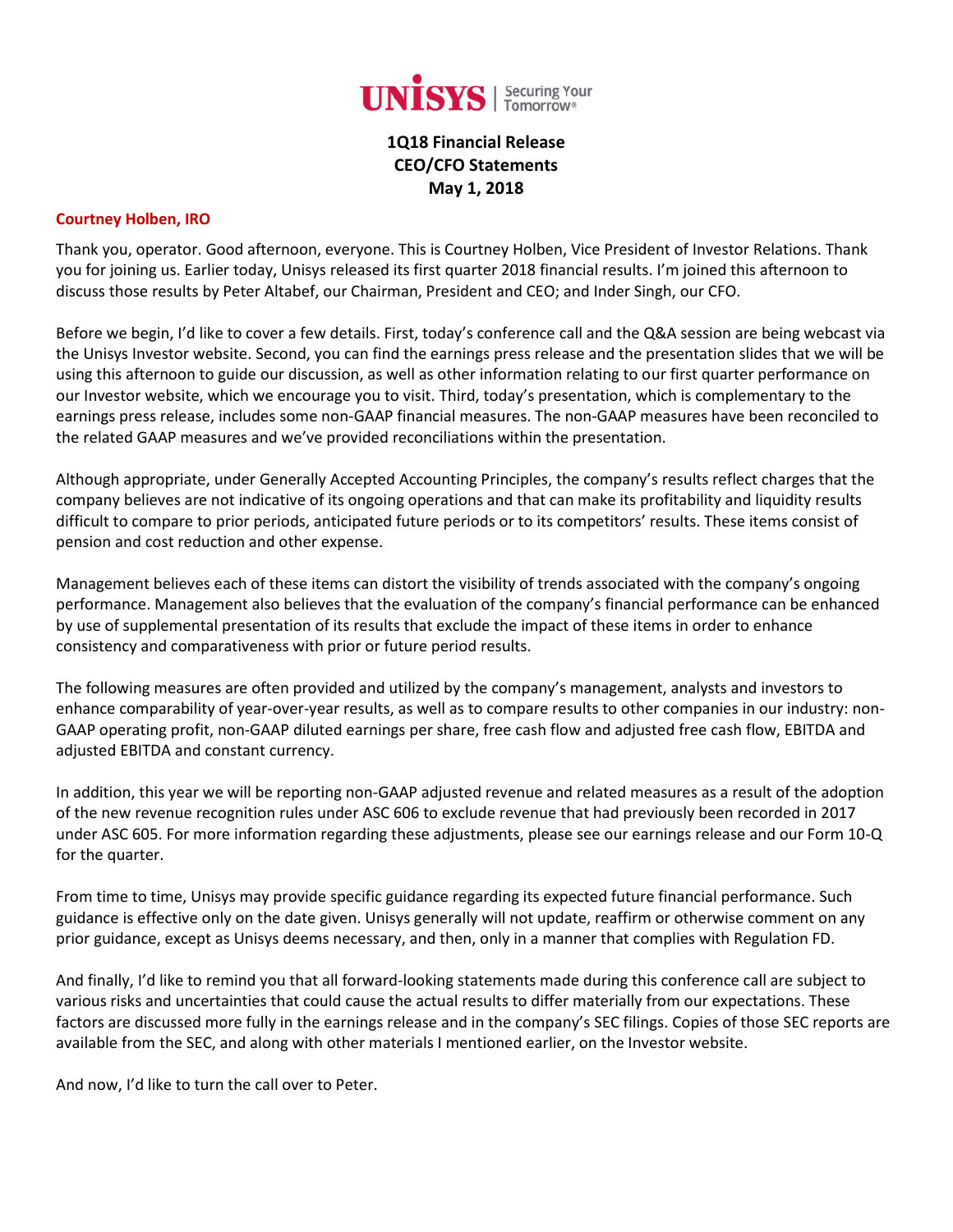# 1Q18 Financial Release
# CEO/CFO Statements
# May 1, 2018

**Courtney Holben, IRO**

Thank you, operator. Good afternoon, everyone. This is Courtney Holben, Vice President of Investor Relations. Thank you for joining us. Earlier today, Unisys released its first quarter 2018 financial results. I'm joined this afternoon to discuss those results by Peter Altabef, our Chairman, President and CEO; and Inder Singh, our CFO.

Before we begin, I'd like to cover a few details. First, today's conference call and the Q&A session are being webcast via the Unisys Investor website. Second, you can find the earnings press release and the presentation slides that we will be using this afternoon to guide our discussion, as well as other information relating to our first quarter performance on our Investor website, which we encourage you to visit. Third, today's presentation, which is complementary to the earnings press release, includes some non-GAAP financial measures. The non-GAAP measures have been reconciled to the related GAAP measures and we've provided reconciliations within the presentation.

Although appropriate, under Generally Accepted Accounting Principles, the company's results reflect charges that the company believes are not indicative of its ongoing operations and that can make its profitability and liquidity results difficult to compare to prior periods, anticipated future periods or to its competitors' results. These items consist of pension and cost reduction and other expense.

Management believes each of these items can distort the visibility of trends associated with the company's ongoing performance. Management also believes that the evaluation of the company's financial performance can be enhanced by use of supplemental presentation of its results that exclude the impact of these items in order to enhance consistency and comparativeness with prior or future period results.

The following measures are often provided and utilized by the company's management, analysts and investors to enhance comparability of year-over-year results, as well as to compare results to other companies in our industry: non-GAAP operating profit, non-GAAP diluted earnings per share, free cash flow and adjusted free cash flow, EBITDA and adjusted EBITDA and constant currency.

In addition, this year we will be reporting non-GAAP adjusted revenue and related measures as a result of the adoption of the new revenue recognition rules under ASC 606 to exclude revenue that had previously been recorded in 2017 under ASC 605. For more information regarding these adjustments, please see our earnings release and our Form 10-Q for the quarter.

From time to time, Unisys may provide specific guidance regarding its expected future financial performance. Such guidance is effective only on the date given. Unisys generally will not update, reaffirm or otherwise comment on any prior guidance, except as Unisys deems necessary, and then, only in a manner that complies with Regulation FD.

And finally, I'd like to remind you that all forward-looking statements made during this conference call are subject to various risks and uncertainties that could cause the actual results to differ materially from our expectations. These factors are discussed more fully in the earnings release and in the company's SEC filings. Copies of those SEC reports are available from the SEC, and along with other materials I mentioned earlier, on the Investor website.

And now, I'd like to turn the call over to Peter.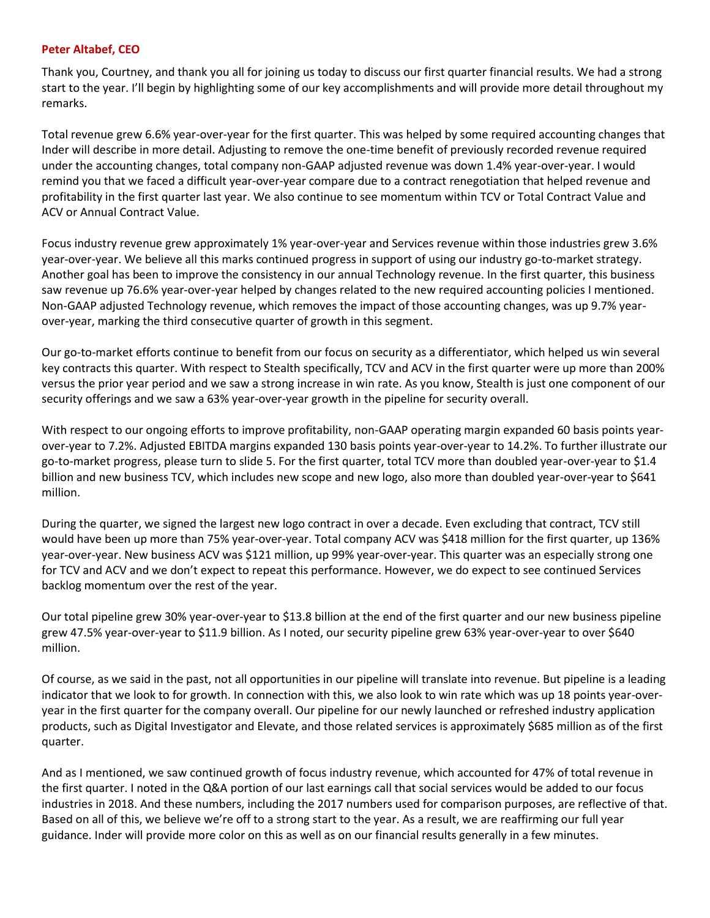**Peter Altabef, CEO**

Thank you, Courtney, and thank you all for joining us today to discuss our first quarter financial results. We had a strong start to the year. I'll begin by highlighting some of our key accomplishments and will provide more detail throughout my remarks.

Total revenue grew 6.6% year-over-year for the first quarter. This was helped by some required accounting changes that Inder will describe in more detail. Adjusting to remove the one-time benefit of previously recorded revenue required under the accounting changes, total company non-GAAP adjusted revenue was down 1.4% year-over-year. I would remind you that we faced a difficult year-over-year compare due to a contract renegotiation that helped revenue and profitability in the first quarter last year. We also continue to see momentum within TCV or Total Contract Value and ACV or Annual Contract Value.

Focus industry revenue grew approximately 1% year-over-year and Services revenue within those industries grew 3.6% year-over-year. We believe all this marks continued progress in support of using our industry go-to-market strategy. Another goal has been to improve the consistency in our annual Technology revenue. In the first quarter, this business saw revenue up 76.6% year-over-year helped by changes related to the new required accounting policies I mentioned. Non-GAAP adjusted Technology revenue, which removes the impact of those accounting changes, was up 9.7% year-over-year, marking the third consecutive quarter of growth in this segment.

Our go-to-market efforts continue to benefit from our focus on security as a differentiator, which helped us win several key contracts this quarter. With respect to Stealth specifically, TCV and ACV in the first quarter were up more than 200% versus the prior year period and we saw a strong increase in win rate. As you know, Stealth is just one component of our security offerings and we saw a 63% year-over-year growth in the pipeline for security overall.

With respect to our ongoing efforts to improve profitability, non-GAAP operating margin expanded 60 basis points year-over-year to 7.2%. Adjusted EBITDA margins expanded 130 basis points year-over-year to 14.2%. To further illustrate our go-to-market progress, please turn to slide 5. For the first quarter, total TCV more than doubled year-over-year to $1.4 billion and new business TCV, which includes new scope and new logo, also more than doubled year-over-year to $641 million.

During the quarter, we signed the largest new logo contract in over a decade. Even excluding that contract, TCV still would have been up more than 75% year-over-year. Total company ACV was $418 million for the first quarter, up 136% year-over-year. New business ACV was $121 million, up 99% year-over-year. This quarter was an especially strong one for TCV and ACV and we don't expect to repeat this performance. However, we do expect to see continued Services backlog momentum over the rest of the year.

Our total pipeline grew 30% year-over-year to $13.8 billion at the end of the first quarter and our new business pipeline grew 47.5% year-over-year to $11.9 billion. As I noted, our security pipeline grew 63% year-over-year to over $640 million.

Of course, as we said in the past, not all opportunities in our pipeline will translate into revenue. But pipeline is a leading indicator that we look to for growth. In connection with this, we also look to win rate which was up 18 points year-over-year in the first quarter for the company overall. Our pipeline for our newly launched or refreshed industry application products, such as Digital Investigator and Elevate, and those related services is approximately $685 million as of the first quarter.

And as I mentioned, we saw continued growth of focus industry revenue, which accounted for 47% of total revenue in the first quarter. I noted in the Q&A portion of our last earnings call that social services would be added to our focus industries in 2018. And these numbers, including the 2017 numbers used for comparison purposes, are reflective of that. Based on all of this, we believe we're off to a strong start to the year. As a result, we are reaffirming our full year guidance. Inder will provide more color on this as well as on our financial results generally in a few minutes.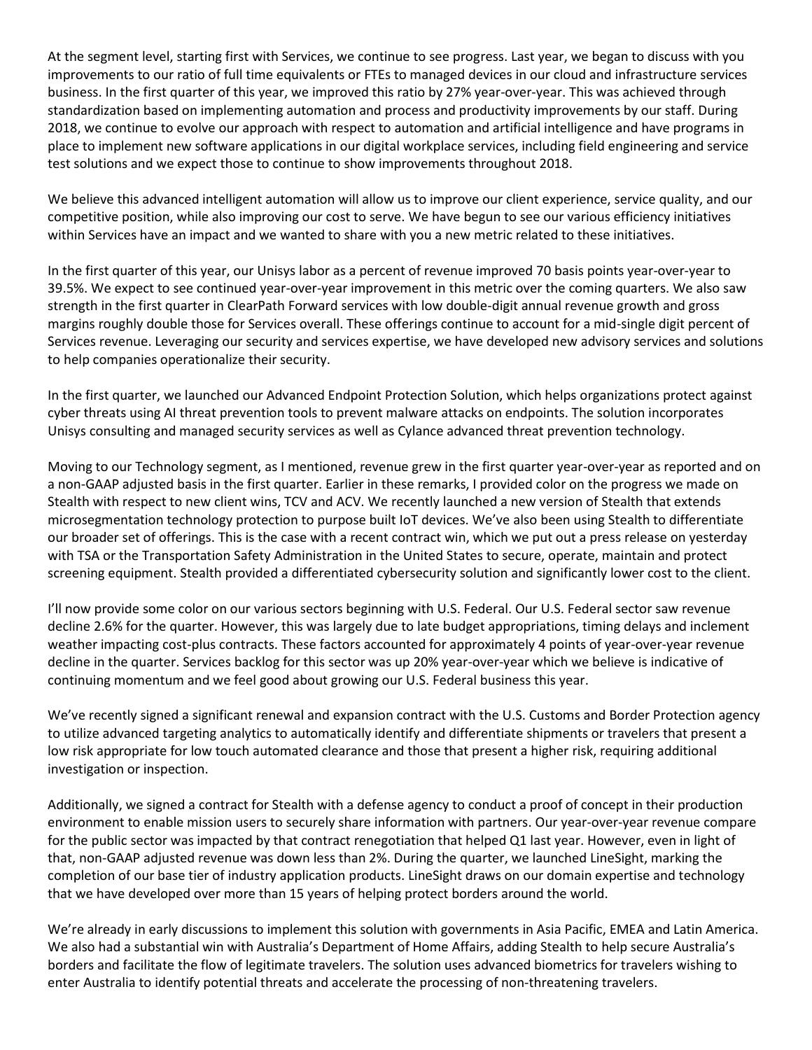At the segment level, starting first with Services, we continue to see progress. Last year, we began to discuss with you improvements to our ratio of full time equivalents or FTEs to managed devices in our cloud and infrastructure services business. In the first quarter of this year, we improved this ratio by 27% year-over-year. This was achieved through standardization based on implementing automation and process and productivity improvements by our staff. During 2018, we continue to evolve our approach with respect to automation and artificial intelligence and have programs in place to implement new software applications in our digital workplace services, including field engineering and service test solutions and we expect those to continue to show improvements throughout 2018.

We believe this advanced intelligent automation will allow us to improve our client experience, service quality, and our competitive position, while also improving our cost to serve. We have begun to see our various efficiency initiatives within Services have an impact and we wanted to share with you a new metric related to these initiatives.

In the first quarter of this year, our Unisys labor as a percent of revenue improved 70 basis points year-over-year to 39.5%. We expect to see continued year-over-year improvement in this metric over the coming quarters. We also saw strength in the first quarter in ClearPath Forward services with low double-digit annual revenue growth and gross margins roughly double those for Services overall. These offerings continue to account for a mid-single digit percent of Services revenue. Leveraging our security and services expertise, we have developed new advisory services and solutions to help companies operationalize their security.

In the first quarter, we launched our Advanced Endpoint Protection Solution, which helps organizations protect against cyber threats using AI threat prevention tools to prevent malware attacks on endpoints. The solution incorporates Unisys consulting and managed security services as well as Cylance advanced threat prevention technology.

Moving to our Technology segment, as I mentioned, revenue grew in the first quarter year-over-year as reported and on a non-GAAP adjusted basis in the first quarter. Earlier in these remarks, I provided color on the progress we made on Stealth with respect to new client wins, TCV and ACV. We recently launched a new version of Stealth that extends microsegmentation technology protection to purpose built IoT devices. We've also been using Stealth to differentiate our broader set of offerings. This is the case with a recent contract win, which we put out a press release on yesterday with TSA or the Transportation Safety Administration in the United States to secure, operate, maintain and protect screening equipment. Stealth provided a differentiated cybersecurity solution and significantly lower cost to the client.

I'll now provide some color on our various sectors beginning with U.S. Federal. Our U.S. Federal sector saw revenue decline 2.6% for the quarter. However, this was largely due to late budget appropriations, timing delays and inclement weather impacting cost-plus contracts. These factors accounted for approximately 4 points of year-over-year revenue decline in the quarter. Services backlog for this sector was up 20% year-over-year which we believe is indicative of continuing momentum and we feel good about growing our U.S. Federal business this year.

We've recently signed a significant renewal and expansion contract with the U.S. Customs and Border Protection agency to utilize advanced targeting analytics to automatically identify and differentiate shipments or travelers that present a low risk appropriate for low touch automated clearance and those that present a higher risk, requiring additional investigation or inspection.

Additionally, we signed a contract for Stealth with a defense agency to conduct a proof of concept in their production environment to enable mission users to securely share information with partners. Our year-over-year revenue compare for the public sector was impacted by that contract renegotiation that helped Q1 last year. However, even in light of that, non-GAAP adjusted revenue was down less than 2%. During the quarter, we launched LineSight, marking the completion of our base tier of industry application products. LineSight draws on our domain expertise and technology that we have developed over more than 15 years of helping protect borders around the world.

We're already in early discussions to implement this solution with governments in Asia Pacific, EMEA and Latin America. We also had a substantial win with Australia's Department of Home Affairs, adding Stealth to help secure Australia's borders and facilitate the flow of legitimate travelers. The solution uses advanced biometrics for travelers wishing to enter Australia to identify potential threats and accelerate the processing of non-threatening travelers.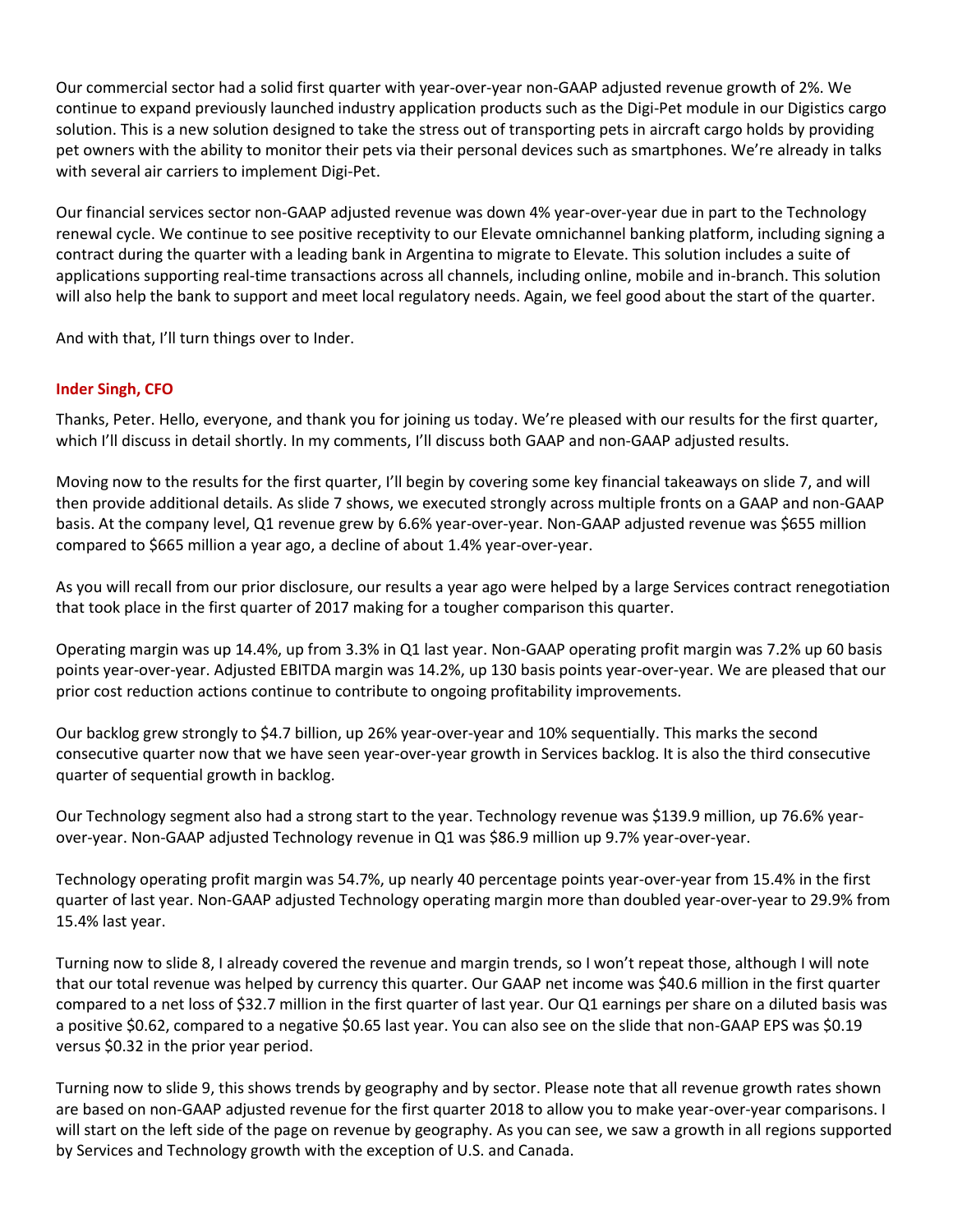Our commercial sector had a solid first quarter with year-over-year non-GAAP adjusted revenue growth of 2%. We continue to expand previously launched industry application products such as the Digi-Pet module in our Digistics cargo solution. This is a new solution designed to take the stress out of transporting pets in aircraft cargo holds by providing pet owners with the ability to monitor their pets via their personal devices such as smartphones. We're already in talks with several air carriers to implement Digi-Pet.

Our financial services sector non-GAAP adjusted revenue was down 4% year-over-year due in part to the Technology renewal cycle. We continue to see positive receptivity to our Elevate omnichannel banking platform, including signing a contract during the quarter with a leading bank in Argentina to migrate to Elevate. This solution includes a suite of applications supporting real-time transactions across all channels, including online, mobile and in-branch. This solution will also help the bank to support and meet local regulatory needs. Again, we feel good about the start of the quarter.

And with that, I'll turn things over to Inder.

**Inder Singh, CFO**

Thanks, Peter. Hello, everyone, and thank you for joining us today. We're pleased with our results for the first quarter, which I'll discuss in detail shortly. In my comments, I'll discuss both GAAP and non-GAAP adjusted results.

Moving now to the results for the first quarter, I'll begin by covering some key financial takeaways on slide 7, and will then provide additional details. As slide 7 shows, we executed strongly across multiple fronts on a GAAP and non-GAAP basis. At the company level, Q1 revenue grew by 6.6% year-over-year. Non-GAAP adjusted revenue was $655 million compared to $665 million a year ago, a decline of about 1.4% year-over-year.

As you will recall from our prior disclosure, our results a year ago were helped by a large Services contract renegotiation that took place in the first quarter of 2017 making for a tougher comparison this quarter.

Operating margin was up 14.4%, up from 3.3% in Q1 last year. Non-GAAP operating profit margin was 7.2% up 60 basis points year-over-year. Adjusted EBITDA margin was 14.2%, up 130 basis points year-over-year. We are pleased that our prior cost reduction actions continue to contribute to ongoing profitability improvements.

Our backlog grew strongly to $4.7 billion, up 26% year-over-year and 10% sequentially. This marks the second consecutive quarter now that we have seen year-over-year growth in Services backlog. It is also the third consecutive quarter of sequential growth in backlog.

Our Technology segment also had a strong start to the year. Technology revenue was $139.9 million, up 76.6% year-over-year. Non-GAAP adjusted Technology revenue in Q1 was $86.9 million up 9.7% year-over-year.

Technology operating profit margin was 54.7%, up nearly 40 percentage points year-over-year from 15.4% in the first quarter of last year. Non-GAAP adjusted Technology operating margin more than doubled year-over-year to 29.9% from 15.4% last year.

Turning now to slide 8, I already covered the revenue and margin trends, so I won't repeat those, although I will note that our total revenue was helped by currency this quarter. Our GAAP net income was $40.6 million in the first quarter compared to a net loss of $32.7 million in the first quarter of last year. Our Q1 earnings per share on a diluted basis was a positive $0.62, compared to a negative $0.65 last year. You can also see on the slide that non-GAAP EPS was $0.19 versus $0.32 in the prior year period.

Turning now to slide 9, this shows trends by geography and by sector. Please note that all revenue growth rates shown are based on non-GAAP adjusted revenue for the first quarter 2018 to allow you to make year-over-year comparisons. I will start on the left side of the page on revenue by geography. As you can see, we saw a growth in all regions supported by Services and Technology growth with the exception of U.S. and Canada.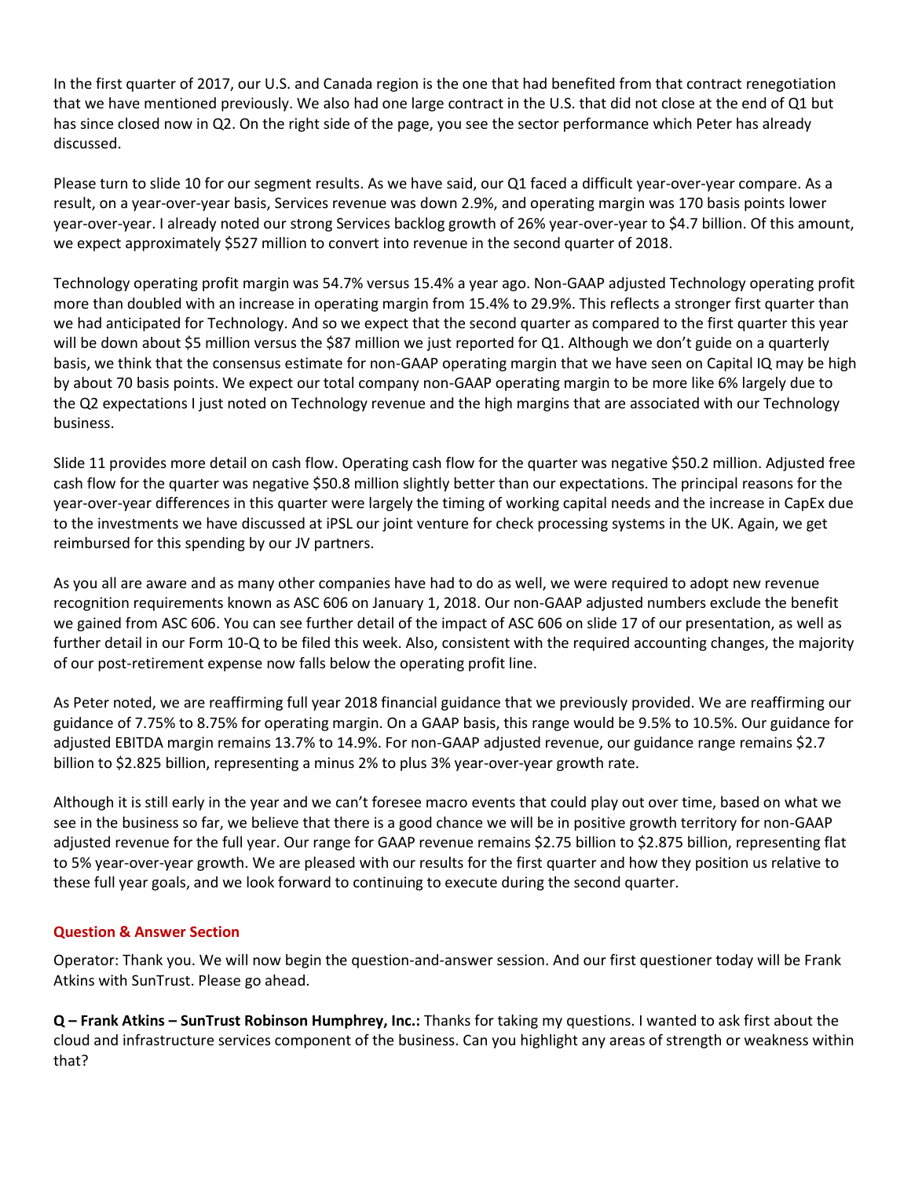In the first quarter of 2017, our U.S. and Canada region is the one that had benefited from that contract renegotiation that we have mentioned previously. We also had one large contract in the U.S. that did not close at the end of Q1 but has since closed now in Q2. On the right side of the page, you see the sector performance which Peter has already discussed.

Please turn to slide 10 for our segment results. As we have said, our Q1 faced a difficult year-over-year compare. As a result, on a year-over-year basis, Services revenue was down 2.9%, and operating margin was 170 basis points lower year-over-year. I already noted our strong Services backlog growth of 26% year-over-year to $4.7 billion. Of this amount, we expect approximately $527 million to convert into revenue in the second quarter of 2018.

Technology operating profit margin was 54.7% versus 15.4% a year ago. Non-GAAP adjusted Technology operating profit more than doubled with an increase in operating margin from 15.4% to 29.9%. This reflects a stronger first quarter than we had anticipated for Technology. And so we expect that the second quarter as compared to the first quarter this year will be down about $5 million versus the $87 million we just reported for Q1. Although we don't guide on a quarterly basis, we think that the consensus estimate for non-GAAP operating margin that we have seen on Capital IQ may be high by about 70 basis points. We expect our total company non-GAAP operating margin to be more like 6% largely due to the Q2 expectations I just noted on Technology revenue and the high margins that are associated with our Technology business.

Slide 11 provides more detail on cash flow. Operating cash flow for the quarter was negative $50.2 million. Adjusted free cash flow for the quarter was negative $50.8 million slightly better than our expectations. The principal reasons for the year-over-year differences in this quarter were largely the timing of working capital needs and the increase in CapEx due to the investments we have discussed at iPSL our joint venture for check processing systems in the UK. Again, we get reimbursed for this spending by our JV partners.

As you all are aware and as many other companies have had to do as well, we were required to adopt new revenue recognition requirements known as ASC 606 on January 1, 2018. Our non-GAAP adjusted numbers exclude the benefit we gained from ASC 606. You can see further detail of the impact of ASC 606 on slide 17 of our presentation, as well as further detail in our Form 10-Q to be filed this week. Also, consistent with the required accounting changes, the majority of our post-retirement expense now falls below the operating profit line.

As Peter noted, we are reaffirming full year 2018 financial guidance that we previously provided. We are reaffirming our guidance of 7.75% to 8.75% for operating margin. On a GAAP basis, this range would be 9.5% to 10.5%. Our guidance for adjusted EBITDA margin remains 13.7% to 14.9%. For non-GAAP adjusted revenue, our guidance range remains $2.7 billion to $2.825 billion, representing a minus 2% to plus 3% year-over-year growth rate.

Although it is still early in the year and we can't foresee macro events that could play out over time, based on what we see in the business so far, we believe that there is a good chance we will be in positive growth territory for non-GAAP adjusted revenue for the full year. Our range for GAAP revenue remains $2.75 billion to $2.875 billion, representing flat to 5% year-over-year growth. We are pleased with our results for the first quarter and how they position us relative to these full year goals, and we look forward to continuing to execute during the second quarter.

## Question & Answer Section

Operator: Thank you. We will now begin the question-and-answer session. And our first questioner today will be Frank Atkins with SunTrust. Please go ahead.

**Q – Frank Atkins – SunTrust Robinson Humphrey, Inc.:** Thanks for taking my questions. I wanted to ask first about the cloud and infrastructure services component of the business. Can you highlight any areas of strength or weakness within that?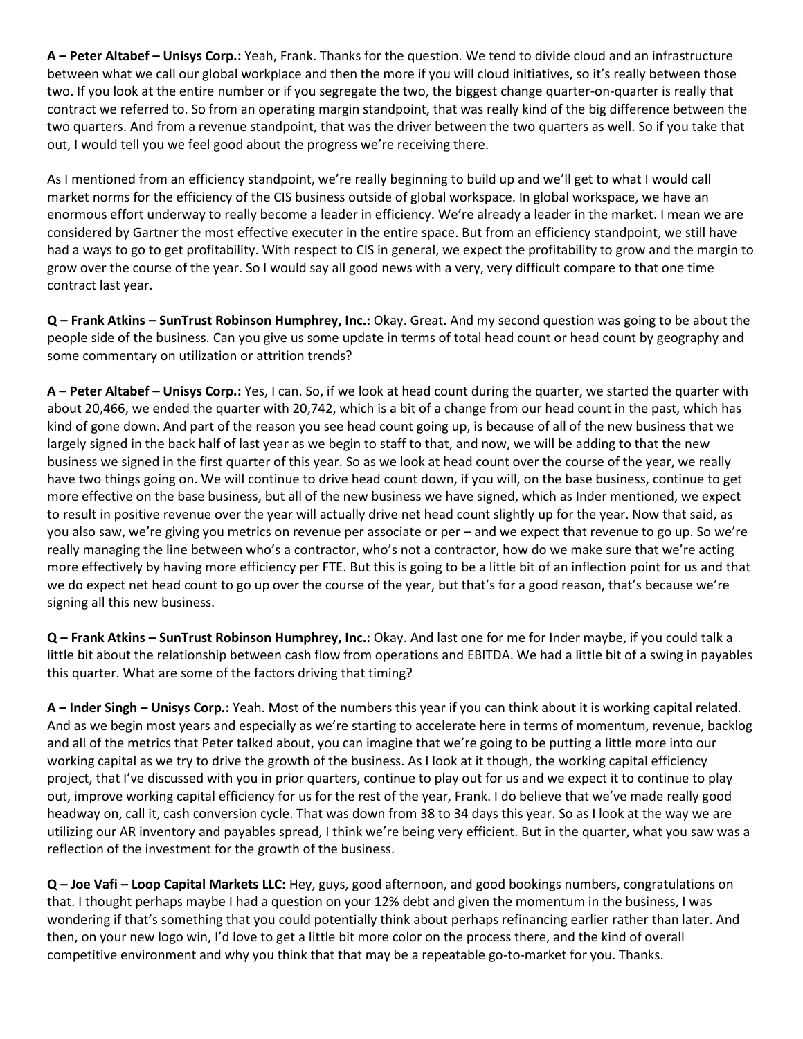**A – Peter Altabef – Unisys Corp.:** Yeah, Frank. Thanks for the question. We tend to divide cloud and an infrastructure between what we call our global workplace and then the more if you will cloud initiatives, so it's really between those two. If you look at the entire number or if you segregate the two, the biggest change quarter-on-quarter is really that contract we referred to. So from an operating margin standpoint, that was really kind of the big difference between the two quarters. And from a revenue standpoint, that was the driver between the two quarters as well. So if you take that out, I would tell you we feel good about the progress we're receiving there.

As I mentioned from an efficiency standpoint, we're really beginning to build up and we'll get to what I would call market norms for the efficiency of the CIS business outside of global workspace. In global workspace, we have an enormous effort underway to really become a leader in efficiency. We're already a leader in the market. I mean we are considered by Gartner the most effective executer in the entire space. But from an efficiency standpoint, we still have had a ways to go to get profitability. With respect to CIS in general, we expect the profitability to grow and the margin to grow over the course of the year. So I would say all good news with a very, very difficult compare to that one time contract last year.

**Q – Frank Atkins – SunTrust Robinson Humphrey, Inc.:** Okay. Great. And my second question was going to be about the people side of the business. Can you give us some update in terms of total head count or head count by geography and some commentary on utilization or attrition trends?

**A – Peter Altabef – Unisys Corp.:** Yes, I can. So, if we look at head count during the quarter, we started the quarter with about 20,466, we ended the quarter with 20,742, which is a bit of a change from our head count in the past, which has kind of gone down. And part of the reason you see head count going up, is because of all of the new business that we largely signed in the back half of last year as we begin to staff to that, and now, we will be adding to that the new business we signed in the first quarter of this year. So as we look at head count over the course of the year, we really have two things going on. We will continue to drive head count down, if you will, on the base business, continue to get more effective on the base business, but all of the new business we have signed, which as Inder mentioned, we expect to result in positive revenue over the year will actually drive net head count slightly up for the year. Now that said, as you also saw, we're giving you metrics on revenue per associate or per – and we expect that revenue to go up. So we're really managing the line between who's a contractor, who's not a contractor, how do we make sure that we're acting more effectively by having more efficiency per FTE. But this is going to be a little bit of an inflection point for us and that we do expect net head count to go up over the course of the year, but that's for a good reason, that's because we're signing all this new business.

**Q – Frank Atkins – SunTrust Robinson Humphrey, Inc.:** Okay. And last one for me for Inder maybe, if you could talk a little bit about the relationship between cash flow from operations and EBITDA. We had a little bit of a swing in payables this quarter. What are some of the factors driving that timing?

**A – Inder Singh – Unisys Corp.:** Yeah. Most of the numbers this year if you can think about it is working capital related. And as we begin most years and especially as we're starting to accelerate here in terms of momentum, revenue, backlog and all of the metrics that Peter talked about, you can imagine that we're going to be putting a little more into our working capital as we try to drive the growth of the business. As I look at it though, the working capital efficiency project, that I've discussed with you in prior quarters, continue to play out for us and we expect it to continue to play out, improve working capital efficiency for us for the rest of the year, Frank. I do believe that we've made really good headway on, call it, cash conversion cycle. That was down from 38 to 34 days this year. So as I look at the way we are utilizing our AR inventory and payables spread, I think we're being very efficient. But in the quarter, what you saw was a reflection of the investment for the growth of the business.

**Q – Joe Vafi – Loop Capital Markets LLC:** Hey, guys, good afternoon, and good bookings numbers, congratulations on that. I thought perhaps maybe I had a question on your 12% debt and given the momentum in the business, I was wondering if that's something that you could potentially think about perhaps refinancing earlier rather than later. And then, on your new logo win, I'd love to get a little bit more color on the process there, and the kind of overall competitive environment and why you think that that may be a repeatable go-to-market for you. Thanks.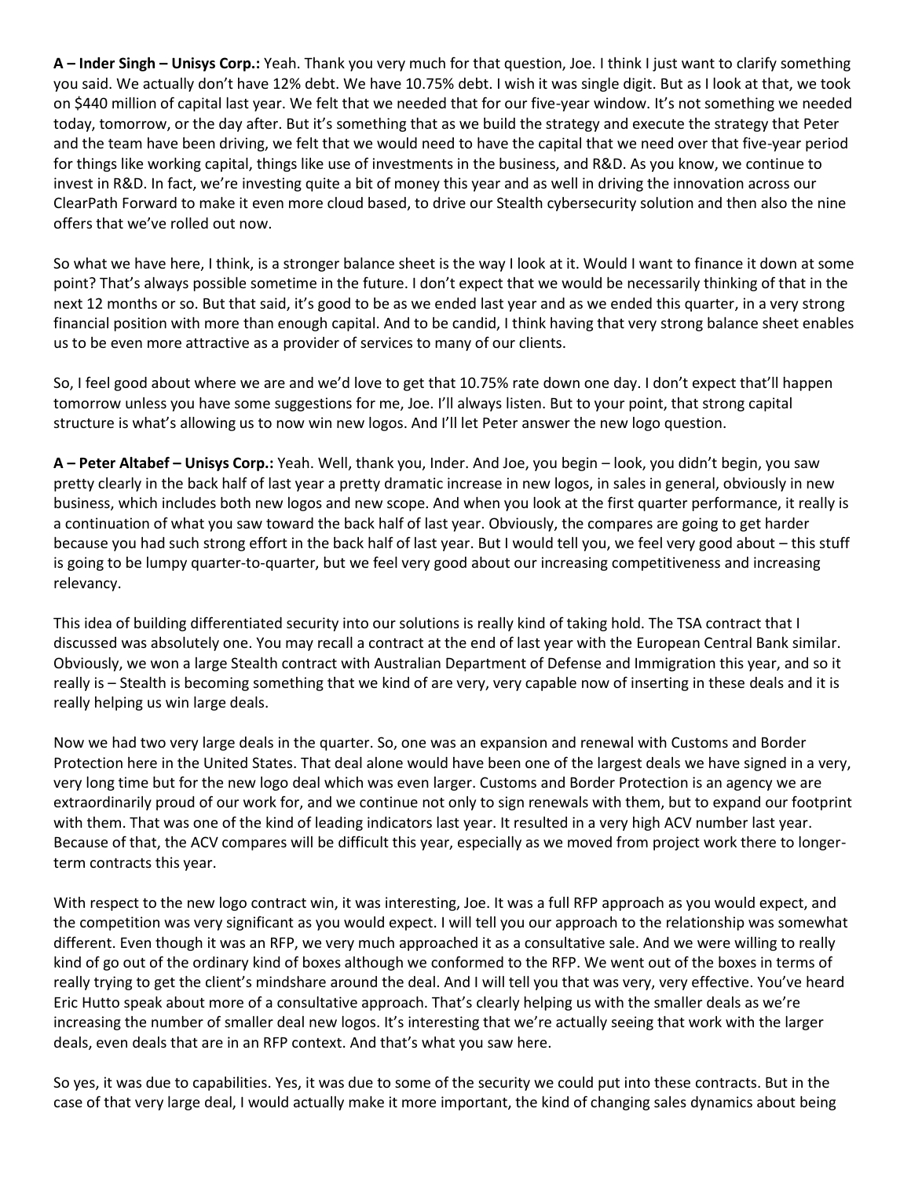**A – Inder Singh – Unisys Corp.:** Yeah. Thank you very much for that question, Joe. I think I just want to clarify something you said. We actually don't have 12% debt. We have 10.75% debt. I wish it was single digit. But as I look at that, we took on $440 million of capital last year. We felt that we needed that for our five-year window. It's not something we needed today, tomorrow, or the day after. But it's something that as we build the strategy and execute the strategy that Peter and the team have been driving, we felt that we would need to have the capital that we need over that five-year period for things like working capital, things like use of investments in the business, and R&D. As you know, we continue to invest in R&D. In fact, we're investing quite a bit of money this year and as well in driving the innovation across our ClearPath Forward to make it even more cloud based, to drive our Stealth cybersecurity solution and then also the nine offers that we've rolled out now.

So what we have here, I think, is a stronger balance sheet is the way I look at it. Would I want to finance it down at some point? That's always possible sometime in the future. I don't expect that we would be necessarily thinking of that in the next 12 months or so. But that said, it's good to be as we ended last year and as we ended this quarter, in a very strong financial position with more than enough capital. And to be candid, I think having that very strong balance sheet enables us to be even more attractive as a provider of services to many of our clients.

So, I feel good about where we are and we'd love to get that 10.75% rate down one day. I don't expect that'll happen tomorrow unless you have some suggestions for me, Joe. I'll always listen. But to your point, that strong capital structure is what's allowing us to now win new logos. And I'll let Peter answer the new logo question.

**A – Peter Altabef – Unisys Corp.:** Yeah. Well, thank you, Inder. And Joe, you begin – look, you didn't begin, you saw pretty clearly in the back half of last year a pretty dramatic increase in new logos, in sales in general, obviously in new business, which includes both new logos and new scope. And when you look at the first quarter performance, it really is a continuation of what you saw toward the back half of last year. Obviously, the compares are going to get harder because you had such strong effort in the back half of last year. But I would tell you, we feel very good about – this stuff is going to be lumpy quarter-to-quarter, but we feel very good about our increasing competitiveness and increasing relevancy.

This idea of building differentiated security into our solutions is really kind of taking hold. The TSA contract that I discussed was absolutely one. You may recall a contract at the end of last year with the European Central Bank similar. Obviously, we won a large Stealth contract with Australian Department of Defense and Immigration this year, and so it really is – Stealth is becoming something that we kind of are very, very capable now of inserting in these deals and it is really helping us win large deals.

Now we had two very large deals in the quarter. So, one was an expansion and renewal with Customs and Border Protection here in the United States. That deal alone would have been one of the largest deals we have signed in a very, very long time but for the new logo deal which was even larger. Customs and Border Protection is an agency we are extraordinarily proud of our work for, and we continue not only to sign renewals with them, but to expand our footprint with them. That was one of the kind of leading indicators last year. It resulted in a very high ACV number last year. Because of that, the ACV compares will be difficult this year, especially as we moved from project work there to longer-term contracts this year.

With respect to the new logo contract win, it was interesting, Joe. It was a full RFP approach as you would expect, and the competition was very significant as you would expect. I will tell you our approach to the relationship was somewhat different. Even though it was an RFP, we very much approached it as a consultative sale. And we were willing to really kind of go out of the ordinary kind of boxes although we conformed to the RFP. We went out of the boxes in terms of really trying to get the client's mindshare around the deal. And I will tell you that was very, very effective. You've heard Eric Hutto speak about more of a consultative approach. That's clearly helping us with the smaller deals as we're increasing the number of smaller deal new logos. It's interesting that we're actually seeing that work with the larger deals, even deals that are in an RFP context. And that's what you saw here.

So yes, it was due to capabilities. Yes, it was due to some of the security we could put into these contracts. But in the case of that very large deal, I would actually make it more important, the kind of changing sales dynamics about being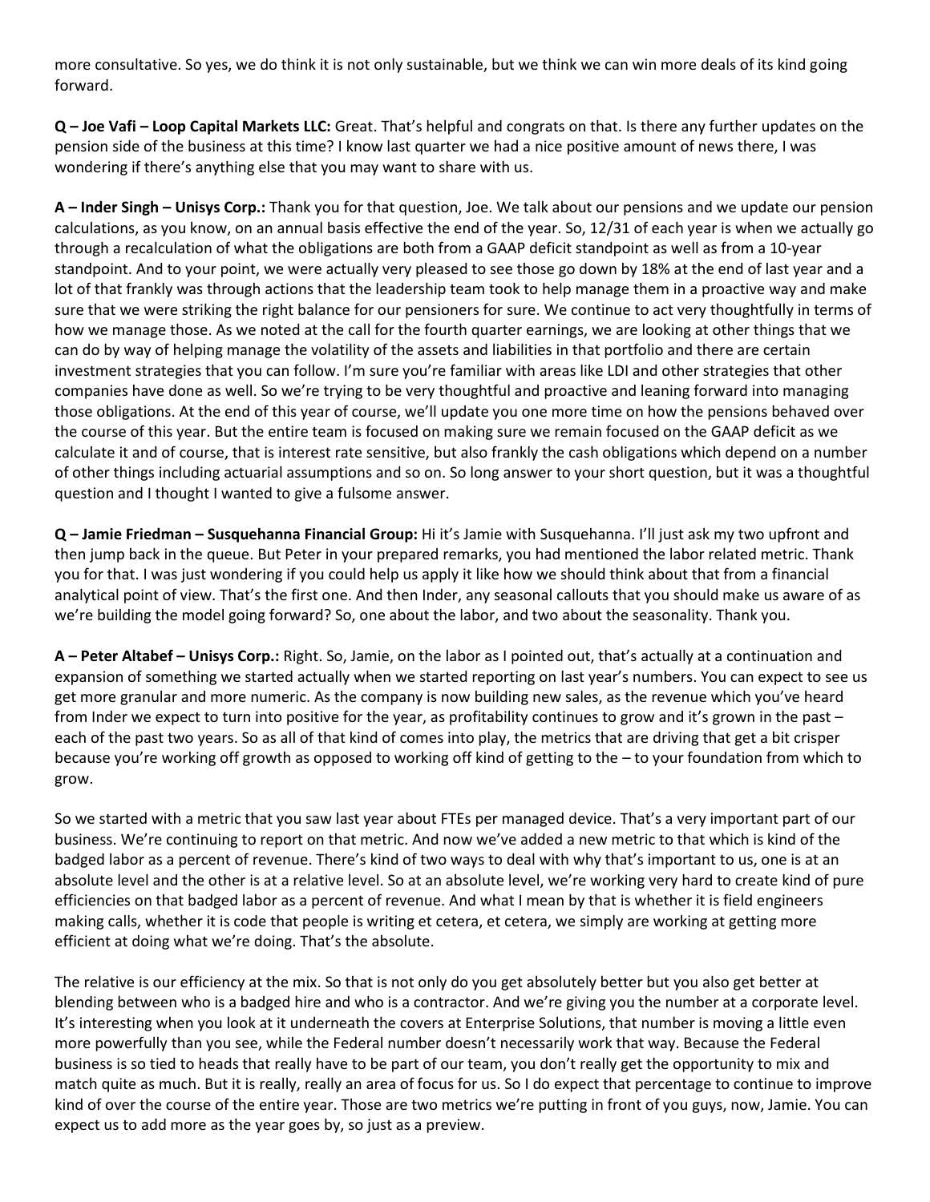more consultative. So yes, we do think it is not only sustainable, but we think we can win more deals of its kind going forward.

**Q – Joe Vafi – Loop Capital Markets LLC:** Great. That's helpful and congrats on that. Is there any further updates on the pension side of the business at this time? I know last quarter we had a nice positive amount of news there, I was wondering if there's anything else that you may want to share with us.

**A – Inder Singh – Unisys Corp.:** Thank you for that question, Joe. We talk about our pensions and we update our pension calculations, as you know, on an annual basis effective the end of the year. So, 12/31 of each year is when we actually go through a recalculation of what the obligations are both from a GAAP deficit standpoint as well as from a 10-year standpoint. And to your point, we were actually very pleased to see those go down by 18% at the end of last year and a lot of that frankly was through actions that the leadership team took to help manage them in a proactive way and make sure that we were striking the right balance for our pensioners for sure. We continue to act very thoughtfully in terms of how we manage those. As we noted at the call for the fourth quarter earnings, we are looking at other things that we can do by way of helping manage the volatility of the assets and liabilities in that portfolio and there are certain investment strategies that you can follow. I'm sure you're familiar with areas like LDI and other strategies that other companies have done as well. So we're trying to be very thoughtful and proactive and leaning forward into managing those obligations. At the end of this year of course, we'll update you one more time on how the pensions behaved over the course of this year. But the entire team is focused on making sure we remain focused on the GAAP deficit as we calculate it and of course, that is interest rate sensitive, but also frankly the cash obligations which depend on a number of other things including actuarial assumptions and so on. So long answer to your short question, but it was a thoughtful question and I thought I wanted to give a fulsome answer.

**Q – Jamie Friedman – Susquehanna Financial Group:** Hi it's Jamie with Susquehanna. I'll just ask my two upfront and then jump back in the queue. But Peter in your prepared remarks, you had mentioned the labor related metric. Thank you for that. I was just wondering if you could help us apply it like how we should think about that from a financial analytical point of view. That's the first one. And then Inder, any seasonal callouts that you should make us aware of as we're building the model going forward? So, one about the labor, and two about the seasonality. Thank you.

**A – Peter Altabef – Unisys Corp.:** Right. So, Jamie, on the labor as I pointed out, that's actually at a continuation and expansion of something we started actually when we started reporting on last year's numbers. You can expect to see us get more granular and more numeric. As the company is now building new sales, as the revenue which you've heard from Inder we expect to turn into positive for the year, as profitability continues to grow and it's grown in the past – each of the past two years. So as all of that kind of comes into play, the metrics that are driving that get a bit crisper because you're working off growth as opposed to working off kind of getting to the – to your foundation from which to grow.

So we started with a metric that you saw last year about FTEs per managed device. That's a very important part of our business. We're continuing to report on that metric. And now we've added a new metric to that which is kind of the badged labor as a percent of revenue. There's kind of two ways to deal with why that's important to us, one is at an absolute level and the other is at a relative level. So at an absolute level, we're working very hard to create kind of pure efficiencies on that badged labor as a percent of revenue. And what I mean by that is whether it is field engineers making calls, whether it is code that people is writing et cetera, et cetera, we simply are working at getting more efficient at doing what we're doing. That's the absolute.

The relative is our efficiency at the mix. So that is not only do you get absolutely better but you also get better at blending between who is a badged hire and who is a contractor. And we're giving you the number at a corporate level. It's interesting when you look at it underneath the covers at Enterprise Solutions, that number is moving a little even more powerfully than you see, while the Federal number doesn't necessarily work that way. Because the Federal business is so tied to heads that really have to be part of our team, you don't really get the opportunity to mix and match quite as much. But it is really, really an area of focus for us. So I do expect that percentage to continue to improve kind of over the course of the entire year. Those are two metrics we're putting in front of you guys, now, Jamie. You can expect us to add more as the year goes by, so just as a preview.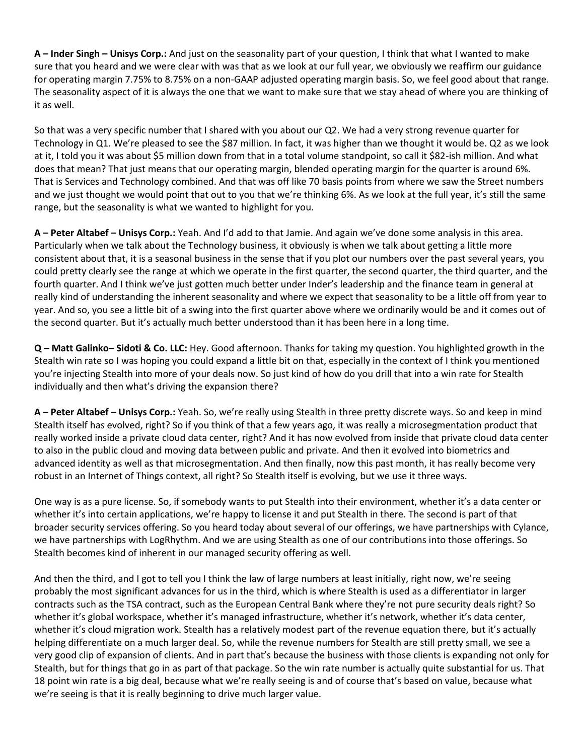**A – Inder Singh – Unisys Corp.:** And just on the seasonality part of your question, I think that what I wanted to make sure that you heard and we were clear with was that as we look at our full year, we obviously we reaffirm our guidance for operating margin 7.75% to 8.75% on a non-GAAP adjusted operating margin basis. So, we feel good about that range. The seasonality aspect of it is always the one that we want to make sure that we stay ahead of where you are thinking of it as well.

So that was a very specific number that I shared with you about our Q2. We had a very strong revenue quarter for Technology in Q1. We're pleased to see the $87 million. In fact, it was higher than we thought it would be. Q2 as we look at it, I told you it was about $5 million down from that in a total volume standpoint, so call it $82-ish million. And what does that mean? That just means that our operating margin, blended operating margin for the quarter is around 6%. That is Services and Technology combined. And that was off like 70 basis points from where we saw the Street numbers and we just thought we would point that out to you that we're thinking 6%. As we look at the full year, it's still the same range, but the seasonality is what we wanted to highlight for you.

**A – Peter Altabef – Unisys Corp.:** Yeah. And I'd add to that Jamie. And again we've done some analysis in this area. Particularly when we talk about the Technology business, it obviously is when we talk about getting a little more consistent about that, it is a seasonal business in the sense that if you plot our numbers over the past several years, you could pretty clearly see the range at which we operate in the first quarter, the second quarter, the third quarter, and the fourth quarter. And I think we've just gotten much better under Inder's leadership and the finance team in general at really kind of understanding the inherent seasonality and where we expect that seasonality to be a little off from year to year. And so, you see a little bit of a swing into the first quarter above where we ordinarily would be and it comes out of the second quarter. But it's actually much better understood than it has been here in a long time.

**Q – Matt Galinko– Sidoti & Co. LLC:** Hey. Good afternoon. Thanks for taking my question. You highlighted growth in the Stealth win rate so I was hoping you could expand a little bit on that, especially in the context of I think you mentioned you're injecting Stealth into more of your deals now. So just kind of how do you drill that into a win rate for Stealth individually and then what's driving the expansion there?

**A – Peter Altabef – Unisys Corp.:** Yeah. So, we're really using Stealth in three pretty discrete ways. So and keep in mind Stealth itself has evolved, right? So if you think of that a few years ago, it was really a microsegmentation product that really worked inside a private cloud data center, right? And it has now evolved from inside that private cloud data center to also in the public cloud and moving data between public and private. And then it evolved into biometrics and advanced identity as well as that microsegmentation. And then finally, now this past month, it has really become very robust in an Internet of Things context, all right? So Stealth itself is evolving, but we use it three ways.

One way is as a pure license. So, if somebody wants to put Stealth into their environment, whether it's a data center or whether it's into certain applications, we're happy to license it and put Stealth in there. The second is part of that broader security services offering. So you heard today about several of our offerings, we have partnerships with Cylance, we have partnerships with LogRhythm. And we are using Stealth as one of our contributions into those offerings. So Stealth becomes kind of inherent in our managed security offering as well.

And then the third, and I got to tell you I think the law of large numbers at least initially, right now, we're seeing probably the most significant advances for us in the third, which is where Stealth is used as a differentiator in larger contracts such as the TSA contract, such as the European Central Bank where they're not pure security deals right? So whether it's global workspace, whether it's managed infrastructure, whether it's network, whether it's data center, whether it's cloud migration work. Stealth has a relatively modest part of the revenue equation there, but it's actually helping differentiate on a much larger deal. So, while the revenue numbers for Stealth are still pretty small, we see a very good clip of expansion of clients. And in part that's because the business with those clients is expanding not only for Stealth, but for things that go in as part of that package. So the win rate number is actually quite substantial for us. That 18 point win rate is a big deal, because what we're really seeing is and of course that's based on value, because what we're seeing is that it is really beginning to drive much larger value.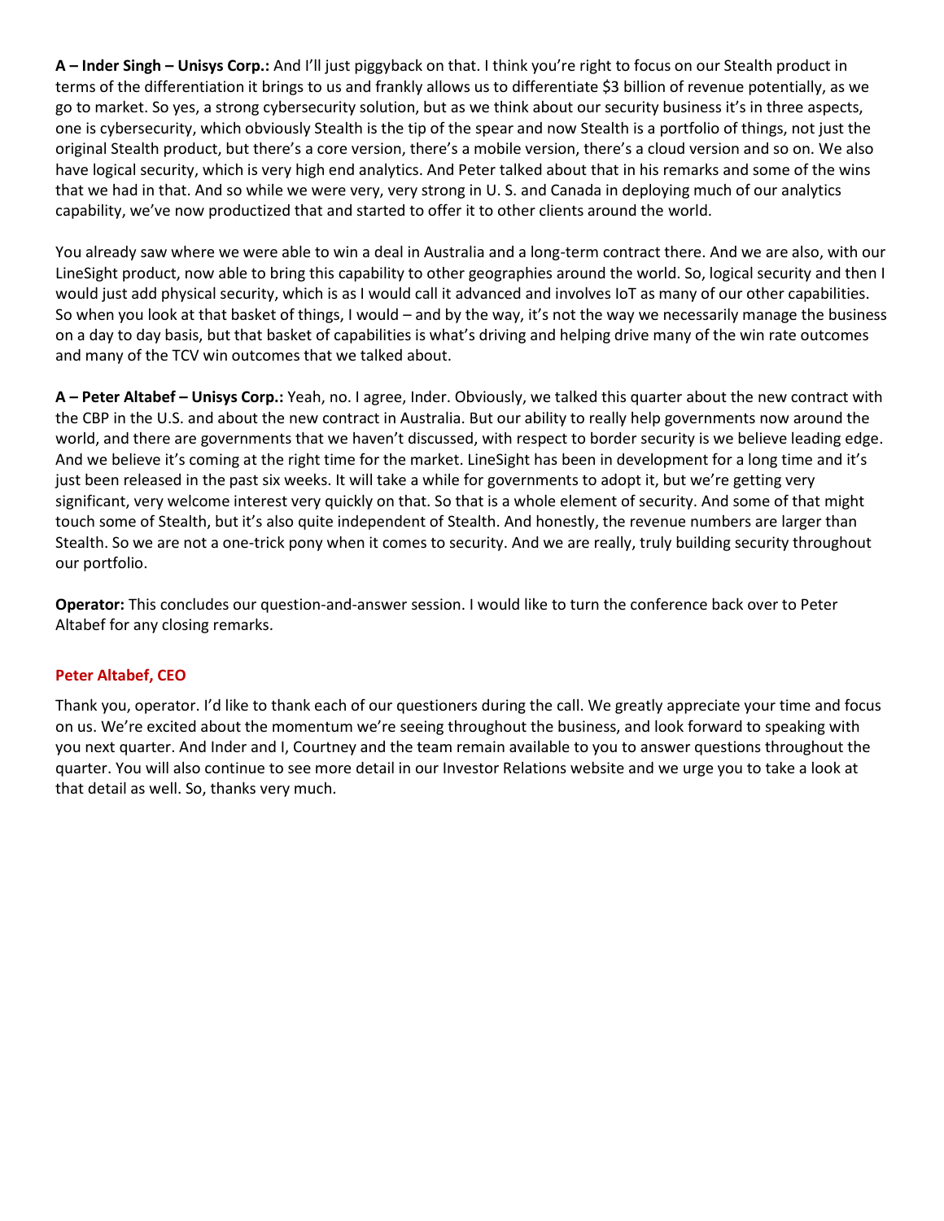**A – Inder Singh – Unisys Corp.:** And I'll just piggyback on that. I think you're right to focus on our Stealth product in terms of the differentiation it brings to us and frankly allows us to differentiate $3 billion of revenue potentially, as we go to market. So yes, a strong cybersecurity solution, but as we think about our security business it's in three aspects, one is cybersecurity, which obviously Stealth is the tip of the spear and now Stealth is a portfolio of things, not just the original Stealth product, but there's a core version, there's a mobile version, there's a cloud version and so on. We also have logical security, which is very high end analytics. And Peter talked about that in his remarks and some of the wins that we had in that. And so while we were very, very strong in U. S. and Canada in deploying much of our analytics capability, we've now productized that and started to offer it to other clients around the world.

You already saw where we were able to win a deal in Australia and a long-term contract there. And we are also, with our LineSight product, now able to bring this capability to other geographies around the world. So, logical security and then I would just add physical security, which is as I would call it advanced and involves IoT as many of our other capabilities. So when you look at that basket of things, I would – and by the way, it's not the way we necessarily manage the business on a day to day basis, but that basket of capabilities is what's driving and helping drive many of the win rate outcomes and many of the TCV win outcomes that we talked about.

**A – Peter Altabef – Unisys Corp.:** Yeah, no. I agree, Inder. Obviously, we talked this quarter about the new contract with the CBP in the U.S. and about the new contract in Australia. But our ability to really help governments now around the world, and there are governments that we haven't discussed, with respect to border security is we believe leading edge. And we believe it's coming at the right time for the market. LineSight has been in development for a long time and it's just been released in the past six weeks. It will take a while for governments to adopt it, but we're getting very significant, very welcome interest very quickly on that. So that is a whole element of security. And some of that might touch some of Stealth, but it's also quite independent of Stealth. And honestly, the revenue numbers are larger than Stealth. So we are not a one-trick pony when it comes to security. And we are really, truly building security throughout our portfolio.

**Operator:** This concludes our question-and-answer session. I would like to turn the conference back over to Peter Altabef for any closing remarks.

**Peter Altabef, CEO**

Thank you, operator. I'd like to thank each of our questioners during the call. We greatly appreciate your time and focus on us. We're excited about the momentum we're seeing throughout the business, and look forward to speaking with you next quarter. And Inder and I, Courtney and the team remain available to you to answer questions throughout the quarter. You will also continue to see more detail in our Investor Relations website and we urge you to take a look at that detail as well. So, thanks very much.